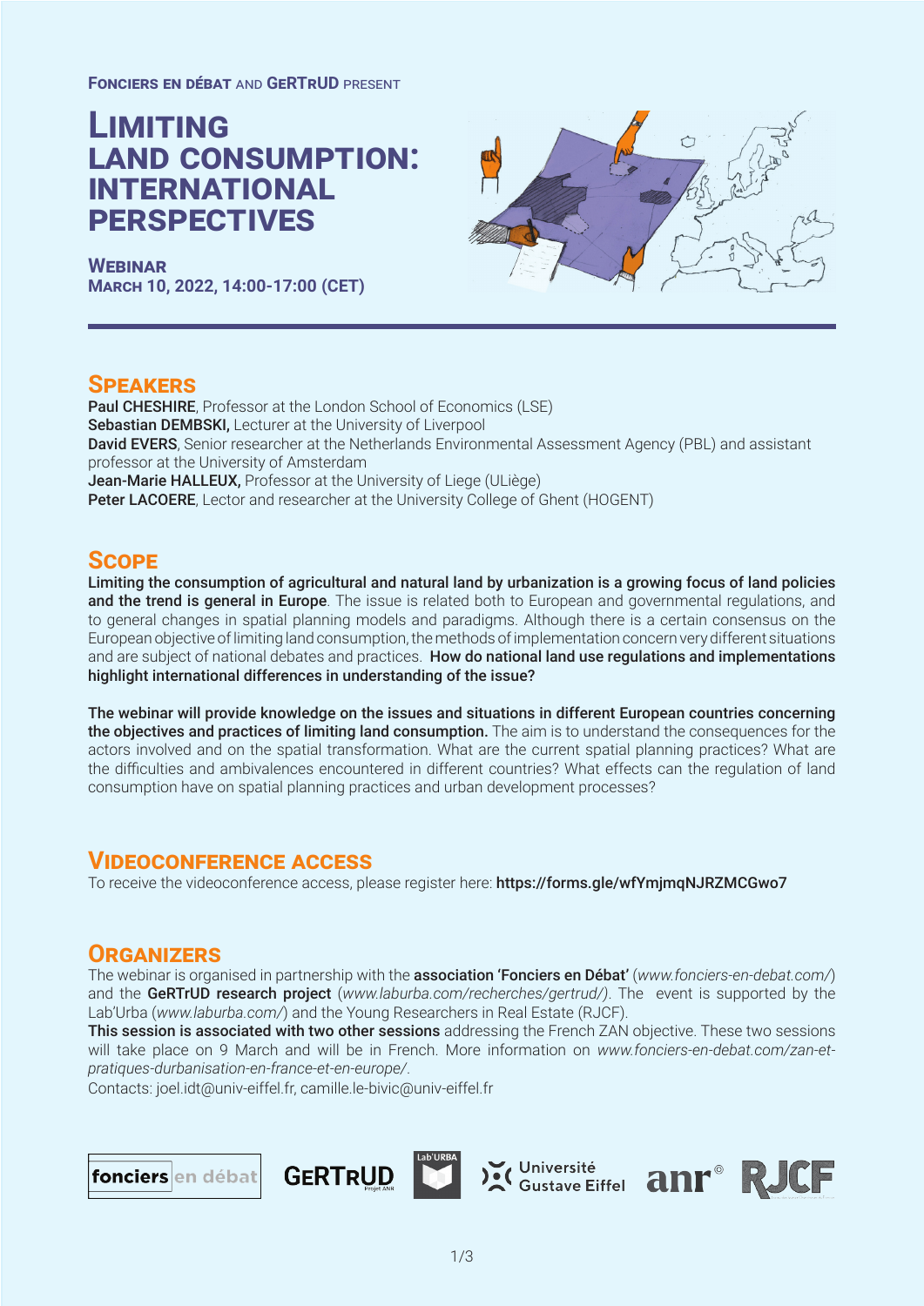**FONCIERS EN DÉBAT** AND **GERTRUD** PRESENT

# LIMITING LAND CONSUMPTION: INTERNATIONAL PERSPECTIVES

**WEBINAR**
**MARCH 10, 2022, 14:00-17:00 (CET)**

## SPEAKERS

**Paul CHESHIRE**, Professor at the London School of Economics (LSE)
**Sebastian DEMBSKI,** Lecturer at the University of Liverpool
**David EVERS**, Senior researcher at the Netherlands Environmental Assessment Agency (PBL) and assistant professor at the University of Amsterdam
**Jean-Marie HALLEUX,** Professor at the University of Liege (ULiège)
**Peter LACOERE**, Lector and researcher at the University College of Ghent (HOGENT)

## SCOPE

**Limiting the consumption of agricultural and natural land by urbanization is a growing focus of land policies and the trend is general in Europe**. The issue is related both to European and governmental regulations, and to general changes in spatial planning models and paradigms. Although there is a certain consensus on the European objective of limiting land consumption, the methods of implementation concern very different situations and are subject of national debates and practices. **How do national land use regulations and implementations highlight international differences in understanding of the issue?**

**The webinar will provide knowledge on the issues and situations in different European countries concerning the objectives and practices of limiting land consumption.** The aim is to understand the consequences for the actors involved and on the spatial transformation. What are the current spatial planning practices? What are the difficulties and ambivalences encountered in different countries? What effects can the regulation of land consumption have on spatial planning practices and urban development processes?

## VIDEOCONFERENCE ACCESS

To receive the videoconference access, please register here: **https://forms.gle/wfYmjmqNJRZMCGwo7**

## ORGANIZERS

The webinar is organised in partnership with the **association 'Fonciers en Débat'** (*www.fonciers-en-debat.com/*) and the **GeRTrUD research project** (*www.laburba.com/recherches/gertrud/)*. The event is supported by the Lab'Urba (*www.laburba.com/*) and the Young Researchers in Real Estate (RJCF).
**This session is associated with two other sessions** addressing the French ZAN objective. These two sessions will take place on 9 March and will be in French. More information on *www.fonciers-en-debat.com/zan-et-pratiques-durbanisation-en-france-et-en-europe/*.
Contacts: joel.idt@univ-eiffel.fr, camille.le-bivic@univ-eiffel.fr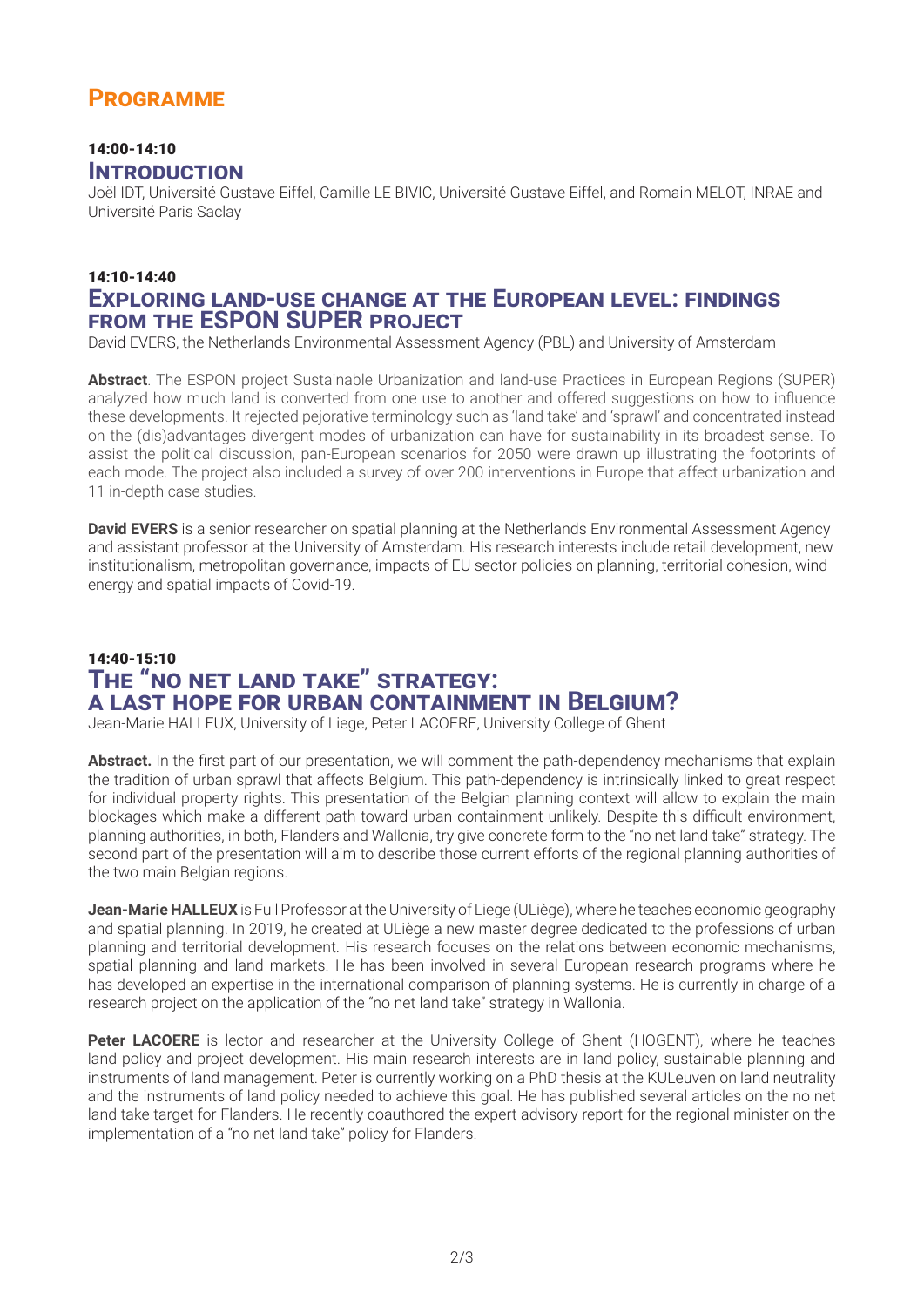# Programme

### 14:00-14:10

## Introduction

Joël IDT, Université Gustave Eiffel, Camille LE BIVIC, Université Gustave Eiffel, and Romain MELOT, INRAE and Université Paris Saclay

### 14:10-14:40

## Exploring land-use change at the European level: findings from the ESPON SUPER project

David EVERS, the Netherlands Environmental Assessment Agency (PBL) and University of Amsterdam

**Abstract**. The ESPON project Sustainable Urbanization and land-use Practices in European Regions (SUPER) analyzed how much land is converted from one use to another and offered suggestions on how to influence these developments. It rejected pejorative terminology such as 'land take' and 'sprawl' and concentrated instead on the (dis)advantages divergent modes of urbanization can have for sustainability in its broadest sense. To assist the political discussion, pan-European scenarios for 2050 were drawn up illustrating the footprints of each mode. The project also included a survey of over 200 interventions in Europe that affect urbanization and 11 in-depth case studies.

**David EVERS** is a senior researcher on spatial planning at the Netherlands Environmental Assessment Agency and assistant professor at the University of Amsterdam. His research interests include retail development, new institutionalism, metropolitan governance, impacts of EU sector policies on planning, territorial cohesion, wind energy and spatial impacts of Covid-19.

### 14:40-15:10

## The "no net land take" strategy: a last hope for urban containment in Belgium?

Jean-Marie HALLEUX, University of Liege, Peter LACOERE, University College of Ghent

**Abstract.** In the first part of our presentation, we will comment the path-dependency mechanisms that explain the tradition of urban sprawl that affects Belgium. This path-dependency is intrinsically linked to great respect for individual property rights. This presentation of the Belgian planning context will allow to explain the main blockages which make a different path toward urban containment unlikely. Despite this difficult environment, planning authorities, in both, Flanders and Wallonia, try give concrete form to the "no net land take" strategy. The second part of the presentation will aim to describe those current efforts of the regional planning authorities of the two main Belgian regions.

**Jean-Marie HALLEUX** is Full Professor at the University of Liege (ULiège), where he teaches economic geography and spatial planning. In 2019, he created at ULiège a new master degree dedicated to the professions of urban planning and territorial development. His research focuses on the relations between economic mechanisms, spatial planning and land markets. He has been involved in several European research programs where he has developed an expertise in the international comparison of planning systems. He is currently in charge of a research project on the application of the "no net land take" strategy in Wallonia.

**Peter LACOERE** is lector and researcher at the University College of Ghent (HOGENT), where he teaches land policy and project development. His main research interests are in land policy, sustainable planning and instruments of land management. Peter is currently working on a PhD thesis at the KULeuven on land neutrality and the instruments of land policy needed to achieve this goal. He has published several articles on the no net land take target for Flanders. He recently coauthored the expert advisory report for the regional minister on the implementation of a "no net land take" policy for Flanders.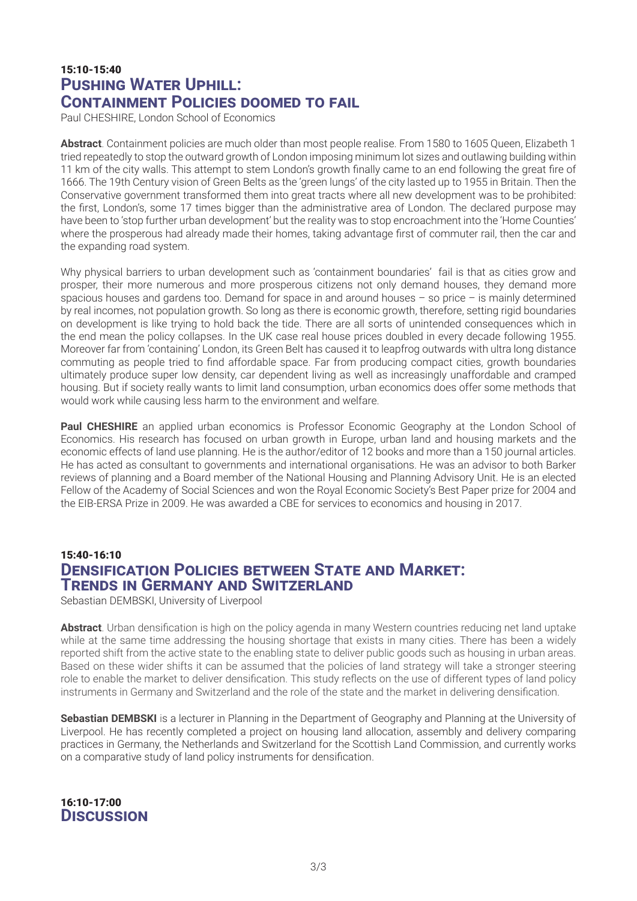### 15:10-15:40

## Pushing Water Uphill: Containment Policies doomed to fail

Paul CHESHIRE, London School of Economics

**Abstract**. Containment policies are much older than most people realise. From 1580 to 1605 Queen, Elizabeth 1 tried repeatedly to stop the outward growth of London imposing minimum lot sizes and outlawing building within 11 km of the city walls. This attempt to stem London's growth finally came to an end following the great fire of 1666. The 19th Century vision of Green Belts as the 'green lungs' of the city lasted up to 1955 in Britain. Then the Conservative government transformed them into great tracts where all new development was to be prohibited: the first, London's, some 17 times bigger than the administrative area of London. The declared purpose may have been to 'stop further urban development' but the reality was to stop encroachment into the 'Home Counties' where the prosperous had already made their homes, taking advantage first of commuter rail, then the car and the expanding road system.

Why physical barriers to urban development such as 'containment boundaries' fail is that as cities grow and prosper, their more numerous and more prosperous citizens not only demand houses, they demand more spacious houses and gardens too. Demand for space in and around houses – so price – is mainly determined by real incomes, not population growth. So long as there is economic growth, therefore, setting rigid boundaries on development is like trying to hold back the tide. There are all sorts of unintended consequences which in the end mean the policy collapses. In the UK case real house prices doubled in every decade following 1955. Moreover far from 'containing' London, its Green Belt has caused it to leapfrog outwards with ultra long distance commuting as people tried to find affordable space. Far from producing compact cities, growth boundaries ultimately produce super low density, car dependent living as well as increasingly unaffordable and cramped housing. But if society really wants to limit land consumption, urban economics does offer some methods that would work while causing less harm to the environment and welfare.

**Paul CHESHIRE** an applied urban economics is Professor Economic Geography at the London School of Economics. His research has focused on urban growth in Europe, urban land and housing markets and the economic effects of land use planning. He is the author/editor of 12 books and more than a 150 journal articles. He has acted as consultant to governments and international organisations. He was an advisor to both Barker reviews of planning and a Board member of the National Housing and Planning Advisory Unit. He is an elected Fellow of the Academy of Social Sciences and won the Royal Economic Society's Best Paper prize for 2004 and the EIB-ERSA Prize in 2009. He was awarded a CBE for services to economics and housing in 2017.

### 15:40-16:10

## Densification Policies between State and Market: Trends in Germany and Switzerland

Sebastian DEMBSKI, University of Liverpool

**Abstract**. Urban densification is high on the policy agenda in many Western countries reducing net land uptake while at the same time addressing the housing shortage that exists in many cities. There has been a widely reported shift from the active state to the enabling state to deliver public goods such as housing in urban areas. Based on these wider shifts it can be assumed that the policies of land strategy will take a stronger steering role to enable the market to deliver densification. This study reflects on the use of different types of land policy instruments in Germany and Switzerland and the role of the state and the market in delivering densification.

**Sebastian DEMBSKI** is a lecturer in Planning in the Department of Geography and Planning at the University of Liverpool. He has recently completed a project on housing land allocation, assembly and delivery comparing practices in Germany, the Netherlands and Switzerland for the Scottish Land Commission, and currently works on a comparative study of land policy instruments for densification.

### 16:10-17:00

## Discussion